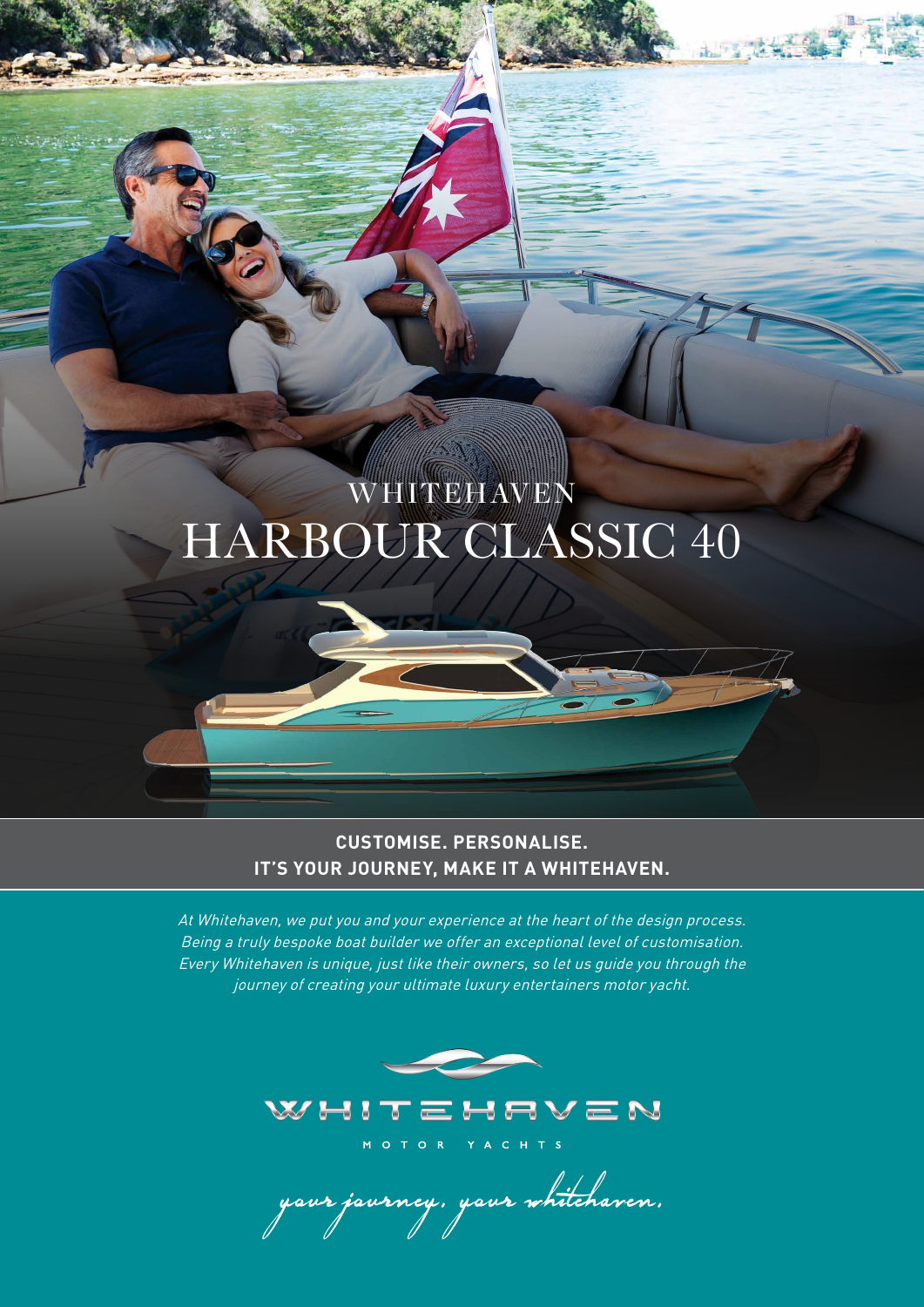WHITEHAVEN

# HARBOUR CLASSIC 40

**CUSTOMISE. PERSONALISE.**
**IT'S YOUR JOURNEY, MAKE IT A WHITEHAVEN.**

*At Whitehaven, we put you and your experience at the heart of the design process. Being a truly bespoke boat builder we offer an exceptional level of customisation. Every Whitehaven is unique, just like their owners, so let us guide you through the journey of creating your ultimate luxury entertainers motor yacht.*

WHITEHAVEN

MOTOR YACHTS

*your journey, your whitehaven.*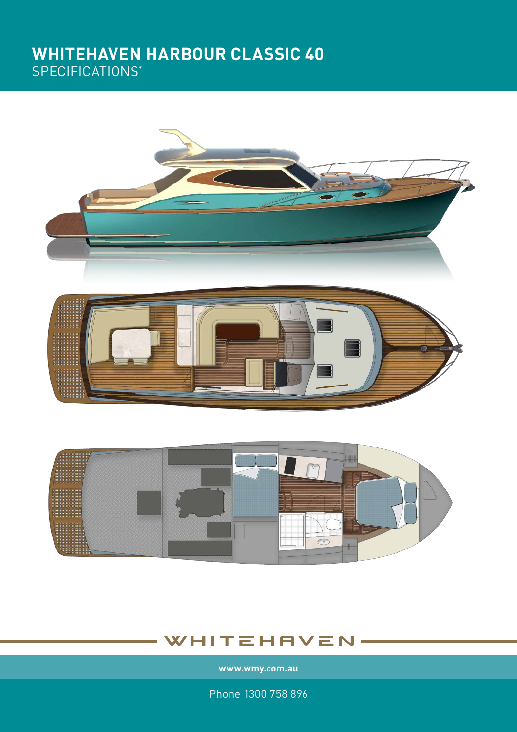# WHITEHAVEN HARBOUR CLASSIC 40

SPECIFICATIONS*

WHITEHAVEN

www.wmy.com.au

Phone 1300 758 896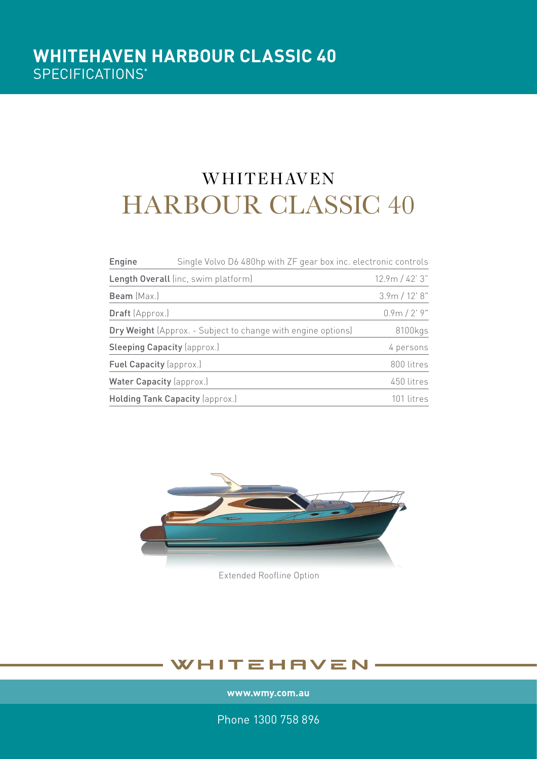# WHITEHAVEN HARBOUR CLASSIC 40
SPECIFICATIONS*

## WHITEHAVEN
## HARBOUR CLASSIC 40

| Specification | Value |
|---|---|
| **Engine** | Single Volvo D6 480hp with ZF gear box inc. electronic controls |
| **Length Overall** (inc, swim platform) | 12.9m / 42' 3" |
| **Beam** (Max.) | 3.9m / 12' 8" |
| **Draft** (Approx.) | 0.9m / 2' 9" |
| **Dry Weight** (Approx. - Subject to change with engine options) | 8100kgs |
| **Sleeping Capacity** (approx.) | 4 persons |
| **Fuel Capacity** (approx.) | 800 litres |
| **Water Capacity** (approx.) | 450 litres |
| **Holding Tank Capacity** (approx.) | 101 litres |

Extended Roofline Option

WHITEHAVEN

www.wmy.com.au

Phone 1300 758 896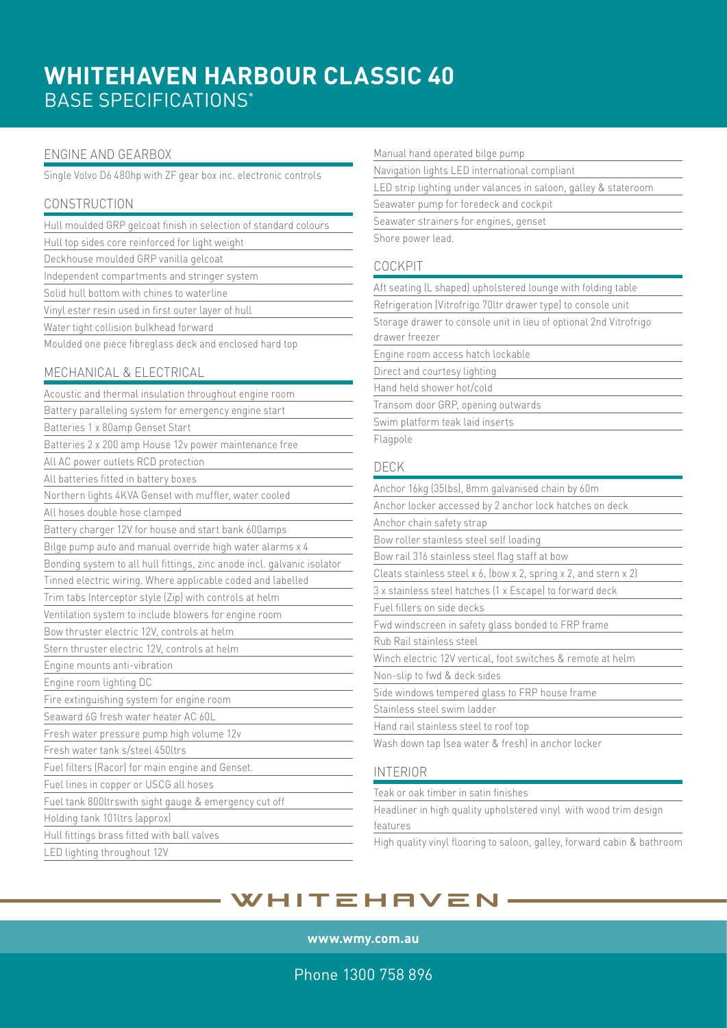# WHITEHAVEN HARBOUR CLASSIC 40
## BASE SPECIFICATIONS*

### ENGINE AND GEARBOX

Single Volvo D6 480hp with ZF gear box inc. electronic controls

### CONSTRUCTION

- Hull moulded GRP gelcoat finish in selection of standard colours
- Hull top sides core reinforced for light weight
- Deckhouse moulded GRP vanilla gelcoat
- Independent compartments and stringer system
- Solid hull bottom with chines to waterline
- Vinyl ester resin used in first outer layer of hull
- Water tight collision bulkhead forward
- Moulded one piece fibreglass deck and enclosed hard top

### MECHANICAL & ELECTRICAL

- Acoustic and thermal insulation throughout engine room
- Battery paralleling system for emergency engine start
- Batteries 1 x 80amp Genset Start
- Batteries 2 x 200 amp House 12v power maintenance free
- All AC power outlets RCD protection
- All batteries fitted in battery boxes
- Northern lights 4KVA Genset with muffler, water cooled
- All hoses double hose clamped
- Battery charger 12V for house and start bank 600amps
- Bilge pump auto and manual override high water alarms x 4
- Bonding system to all hull fittings, zinc anode incl. galvanic isolator
- Tinned electric wiring. Where applicable coded and labelled
- Trim tabs Interceptor style (Zip) with controls at helm
- Ventilation system to include blowers for engine room
- Bow thruster electric 12V, controls at helm
- Stern thruster electric 12V, controls at helm
- Engine mounts anti-vibration
- Engine room lighting DC
- Fire extinguishing system for engine room
- Seaward 6G fresh water heater AC 60L
- Fresh water pressure pump high volume 12v
- Fresh water tank s/steel 450ltrs
- Fuel filters (Racor) for main engine and Genset.
- Fuel lines in copper or USCG all hoses
- Fuel tank 800ltrswith sight gauge & emergency cut off
- Holding tank 101ltrs (approx)
- Hull fittings brass fitted with ball valves
- LED lighting throughout 12V
- Manual hand operated bilge pump
- Navigation lights LED international compliant
- LED strip lighting under valances in saloon, galley & stateroom
- Seawater pump for foredeck and cockpit
- Seawater strainers for engines, genset
- Shore power lead.

### COCKPIT

- Aft seating (L shaped) upholstered lounge with folding table
- Refrigeration (Vitrofrigo 70ltr drawer type) to console unit
- Storage drawer to console unit in lieu of optional 2nd Vitrofrigo drawer freezer
- Engine room access hatch lockable
- Direct and courtesy lighting
- Hand held shower hot/cold
- Transom door GRP, opening outwards
- Swim platform teak laid inserts
- Flagpole

### DECK

- Anchor 16kg (35lbs), 8mm galvanised chain by 60m
- Anchor locker accessed by 2 anchor lock hatches on deck
- Anchor chain safety strap
- Bow roller stainless steel self loading
- Bow rail 316 stainless steel flag staff at bow
- Cleats stainless steel x 6, (bow x 2, spring x 2, and stern x 2)
- 3 x stainless steel hatches (1 x Escape) to forward deck
- Fuel fillers on side decks
- Fwd windscreen in safety glass bonded to FRP frame
- Rub Rail stainless steel
- Winch electric 12V vertical, foot switches & remote at helm
- Non-slip to fwd & deck sides
- Side windows tempered glass to FRP house frame
- Stainless steel swim ladder
- Hand rail stainless steel to roof top
- Wash down tap (sea water & fresh) in anchor locker

### INTERIOR

- Teak or oak timber in satin finishes
- Headliner in high quality upholstered vinyl with wood trim design features
- High quality vinyl flooring to saloon, galley, forward cabin & bathroom

WHITEHAVEN

**www.wmy.com.au**

Phone 1300 758 896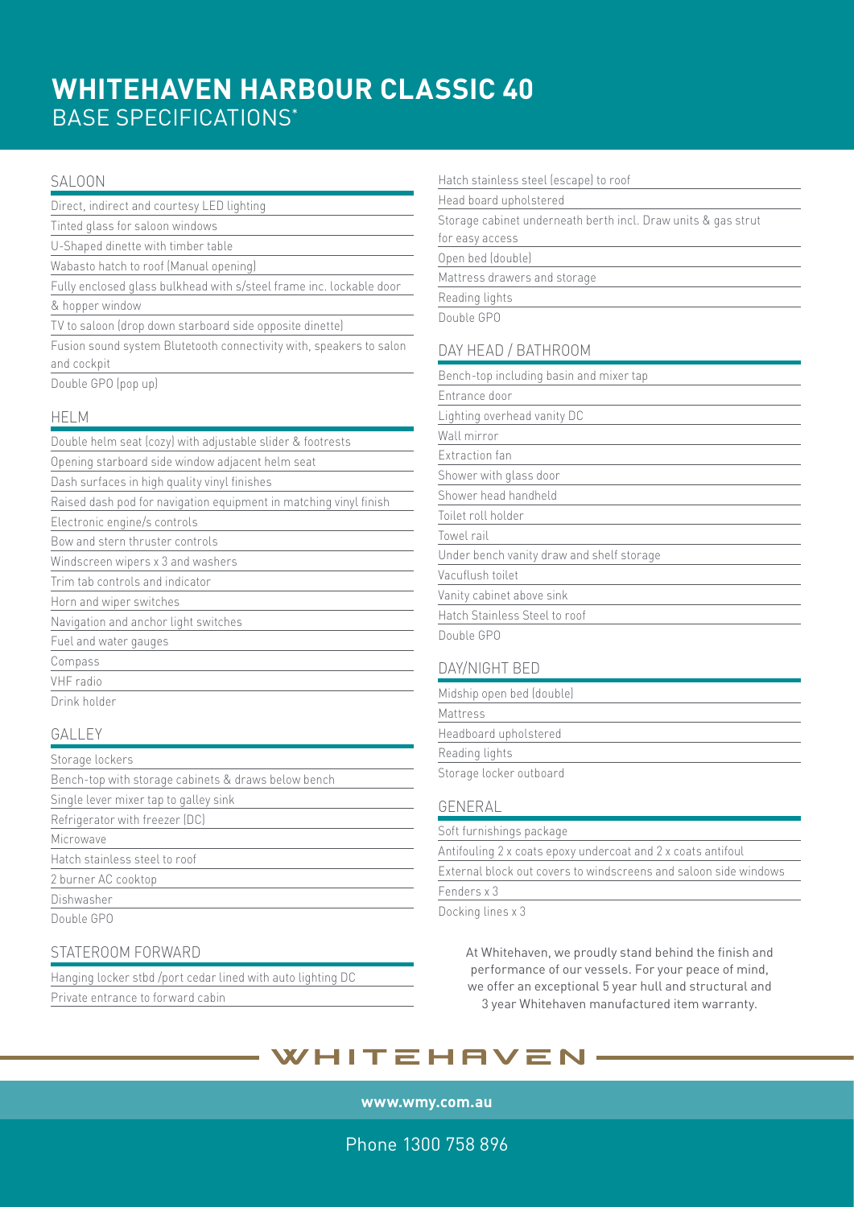# WHITEHAVEN HARBOUR CLASSIC 40

## BASE SPECIFICATIONS*

### SALOON

- Direct, indirect and courtesy LED lighting
- Tinted glass for saloon windows
- U-Shaped dinette with timber table
- Wabasto hatch to roof (Manual opening)
- Fully enclosed glass bulkhead with s/steel frame inc. lockable door & hopper window
- TV to saloon (drop down starboard side opposite dinette)
- Fusion sound system Blutetooth connectivity with, speakers to salon and cockpit
- Double GPO (pop up)

### HELM

- Double helm seat (cozy) with adjustable slider & footrests
- Opening starboard side window adjacent helm seat
- Dash surfaces in high quality vinyl finishes
- Raised dash pod for navigation equipment in matching vinyl finish
- Electronic engine/s controls
- Bow and stern thruster controls
- Windscreen wipers x 3 and washers
- Trim tab controls and indicator
- Horn and wiper switches
- Navigation and anchor light switches
- Fuel and water gauges
- Compass
- VHF radio
- Drink holder

### GALLEY

- Storage lockers
- Bench-top with storage cabinets & draws below bench
- Single lever mixer tap to galley sink
- Refrigerator with freezer (DC)
- Microwave
- Hatch stainless steel to roof
- 2 burner AC cooktop
- Dishwasher
- Double GPO

### STATEROOM FORWARD

- Hanging locker stbd /port cedar lined with auto lighting DC
- Private entrance to forward cabin
- Hatch stainless steel (escape) to roof
- Head board upholstered
- Storage cabinet underneath berth incl. Draw units & gas strut for easy access
- Open bed (double)
- Mattress drawers and storage
- Reading lights
- Double GPO

### DAY HEAD / BATHROOM

- Bench-top including basin and mixer tap
- Entrance door
- Lighting overhead vanity DC
- Wall mirror
- Extraction fan
- Shower with glass door
- Shower head handheld
- Toilet roll holder
- Towel rail
- Under bench vanity draw and shelf storage
- Vacuflush toilet
- Vanity cabinet above sink
- Hatch Stainless Steel to roof
- Double GPO

### DAY/NIGHT BED

- Midship open bed (double)
- Mattress
- Headboard upholstered
- Reading lights
- Storage locker outboard

### GENERAL

- Soft furnishings package
- Antifouling 2 x coats epoxy undercoat and 2 x coats antifoul
- External block out covers to windscreens and saloon side windows
- Fenders x 3
- Docking lines x 3

At Whitehaven, we proudly stand behind the finish and performance of our vessels. For your peace of mind, we offer an exceptional 5 year hull and structural and 3 year Whitehaven manufactured item warranty.

WHITEHAVEN

**www.wmy.com.au**

Phone 1300 758 896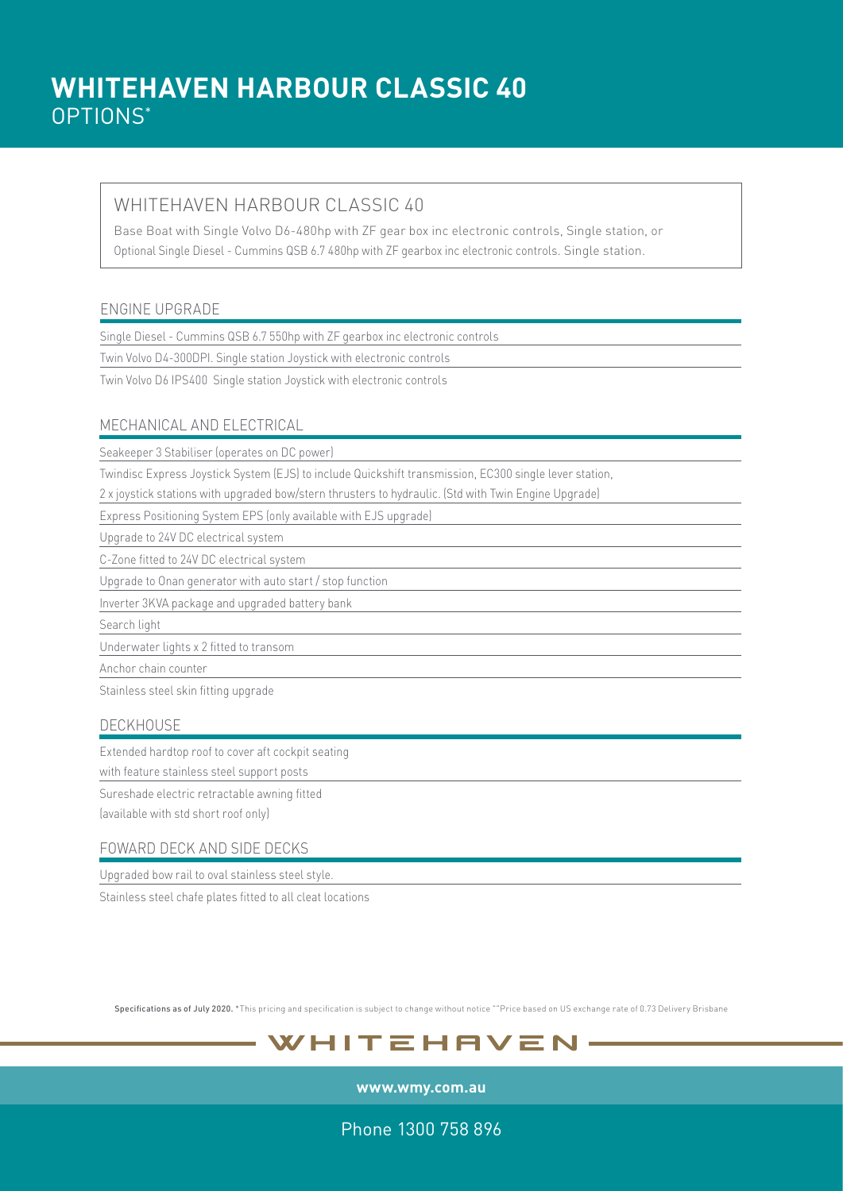# WHITEHAVEN HARBOUR CLASSIC 40
OPTIONS*

## WHITEHAVEN HARBOUR CLASSIC 40

Base Boat with Single Volvo D6-480hp with ZF gear box inc electronic controls, Single station, or
Optional Single Diesel - Cummins QSB 6.7 480hp with ZF gearbox inc electronic controls. Single station.

### ENGINE UPGRADE

- Single Diesel - Cummins QSB 6.7 550hp with ZF gearbox inc electronic controls
- Twin Volvo D4-300DPI. Single station Joystick with electronic controls
- Twin Volvo D6 IPS400 Single station Joystick with electronic controls

### MECHANICAL AND ELECTRICAL

- Seakeeper 3 Stabiliser (operates on DC power)
- Twindisc Express Joystick System (EJS) to include Quickshift transmission, EC300 single lever station, 2 x joystick stations with upgraded bow/stern thrusters to hydraulic. (Std with Twin Engine Upgrade)
- Express Positioning System EPS (only available with EJS upgrade)
- Upgrade to 24V DC electrical system
- C-Zone fitted to 24V DC electrical system
- Upgrade to Onan generator with auto start / stop function
- Inverter 3KVA package and upgraded battery bank
- Search light
- Underwater lights x 2 fitted to transom
- Anchor chain counter
- Stainless steel skin fitting upgrade

### DECKHOUSE

- Extended hardtop roof to cover aft cockpit seating with feature stainless steel support posts
- Sureshade electric retractable awning fitted (available with std short roof only)

### FOWARD DECK AND SIDE DECKS

- Upgraded bow rail to oval stainless steel style.
- Stainless steel chafe plates fitted to all cleat locations

**Specifications as of July 2020.** *This pricing and specification is subject to change without notice **Price based on US exchange rate of 0.73 Delivery Brisbane

WHITEHAVEN

**www.wmy.com.au**

Phone 1300 758 896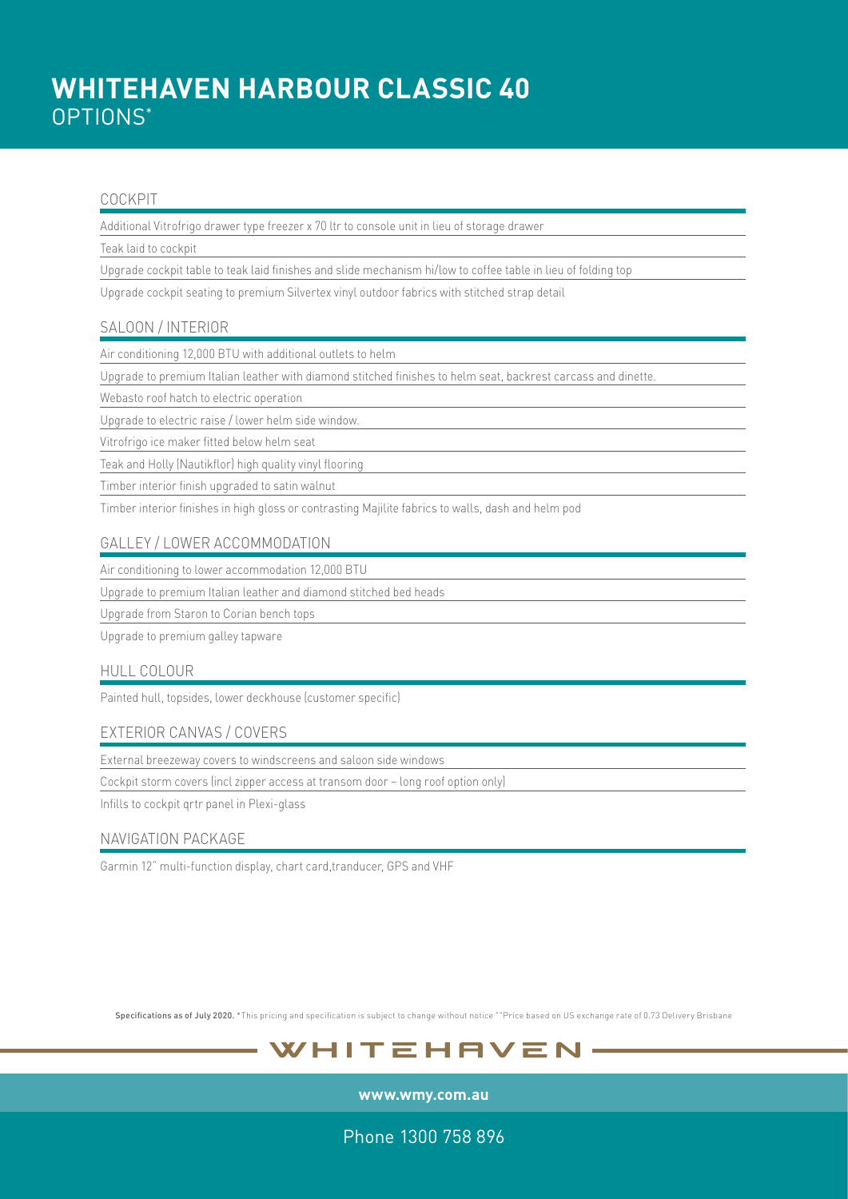# WHITEHAVEN HARBOUR CLASSIC 40

OPTIONS*

## COCKPIT

Additional Vitrofrigo drawer type freezer x 70 ltr to console unit in lieu of storage drawer

Teak laid to cockpit

Upgrade cockpit table to teak laid finishes and slide mechanism hi/low to coffee table in lieu of folding top

Upgrade cockpit seating to premium Silvertex vinyl outdoor fabrics with stitched strap detail

## SALOON / INTERIOR

Air conditioning 12,000 BTU with additional outlets to helm

Upgrade to premium Italian leather with diamond stitched finishes to helm seat, backrest carcass and dinette.

Webasto roof hatch to electric operation

Upgrade to electric raise / lower helm side window.

Vitrofrigo ice maker fitted below helm seat

Teak and Holly (Nautikflor) high quality vinyl flooring

Timber interior finish upgraded to satin walnut

Timber interior finishes in high gloss or contrasting Majilite fabrics to walls, dash and helm pod

## GALLEY / LOWER ACCOMMODATION

Air conditioning to lower accommodation 12,000 BTU

Upgrade to premium Italian leather and diamond stitched bed heads

Upgrade from Staron to Corian bench tops

Upgrade to premium galley tapware

## HULL COLOUR

Painted hull, topsides, lower deckhouse (customer specific)

## EXTERIOR CANVAS / COVERS

External breezeway covers to windscreens and saloon side windows

Cockpit storm covers (incl zipper access at transom door – long roof option only)

Infills to cockpit qrtr panel in Plexi-glass

## NAVIGATION PACKAGE

Garmin 12" multi-function display, chart card,tranducer, GPS and VHF

**Specifications as of July 2020.** *This pricing and specification is subject to change without notice **Price based on US exchange rate of 0.73 Delivery Brisbane

WHITEHAVEN

**www.wmy.com.au**

Phone 1300 758 896